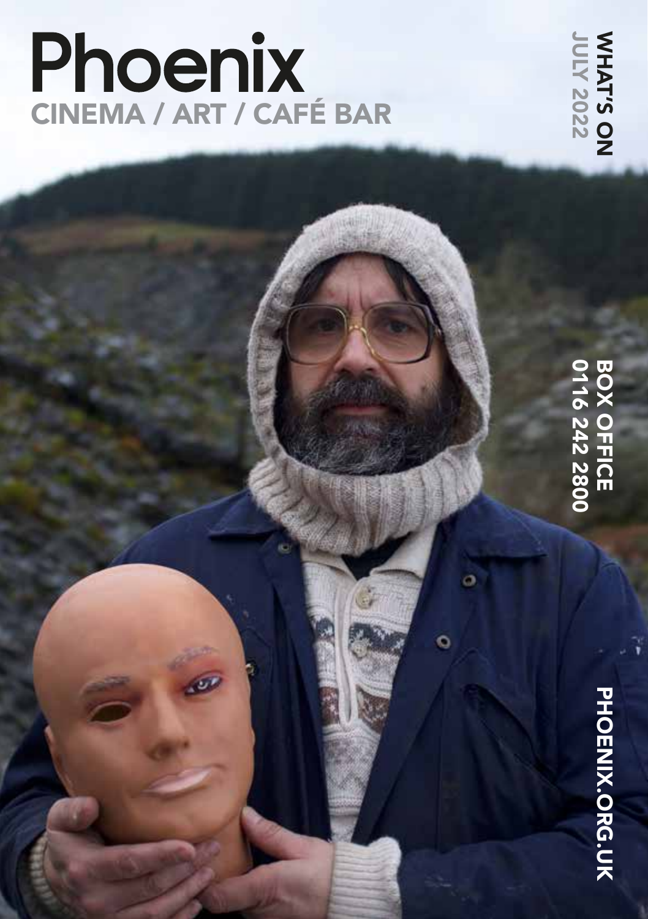# Phoenix

## CINEMA / ART / CAFÉ BAR

**WHAT'S ON**
JULY 2022

**BOX OFFICE**
**0116 242 2800**

**PHOENIX.ORG.UK**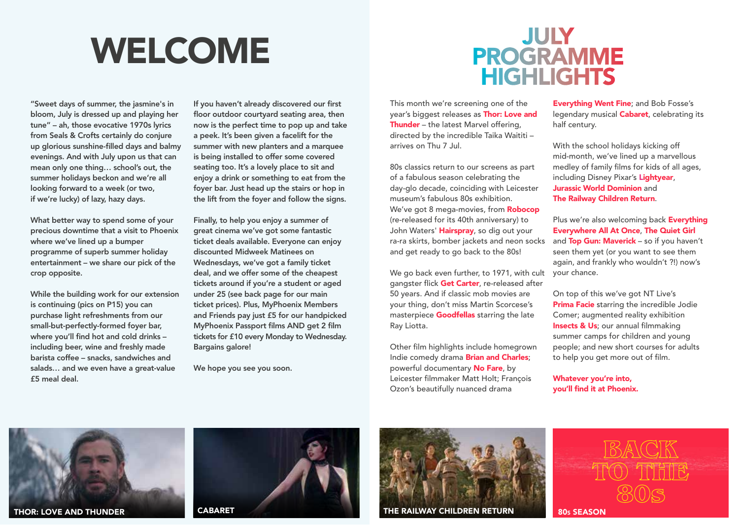# WELCOME

"Sweet days of summer, the jasmine's in bloom, July is dressed up and playing her tune" – ah, those evocative 1970s lyrics from Seals & Crofts certainly do conjure up glorious sunshine-filled days and balmy evenings. And with July upon us that can mean only one thing… school's out, the summer holidays beckon and we're all looking forward to a week (or two, if we're lucky) of lazy, hazy days.

What better way to spend some of your precious downtime that a visit to Phoenix where we've lined up a bumper programme of superb summer holiday entertainment – we share our pick of the crop opposite.

While the building work for our extension is continuing (pics on P15) you can purchase light refreshments from our small-but-perfectly-formed foyer bar, where you'll find hot and cold drinks – including beer, wine and freshly made barista coffee – snacks, sandwiches and salads… and we even have a great-value £5 meal deal.

If you haven't already discovered our first floor outdoor courtyard seating area, then now is the perfect time to pop up and take a peek. It's been given a facelift for the summer with new planters and a marquee is being installed to offer some covered seating too. It's a lovely place to sit and enjoy a drink or something to eat from the foyer bar. Just head up the stairs or hop in the lift from the foyer and follow the signs.

Finally, to help you enjoy a summer of great cinema we've got some fantastic ticket deals available. Everyone can enjoy discounted Midweek Matinees on Wednesdays, we've got a family ticket deal, and we offer some of the cheapest tickets around if you're a student or aged under 25 (see back page for our main ticket prices). Plus, MyPhoenix Members and Friends pay just £5 for our handpicked MyPhoenix Passport films AND get 2 film tickets for £10 every Monday to Wednesday. Bargains galore!

We hope you see you soon.

# JULY PROGRAMME HIGHLIGHTS

This month we're screening one of the year's biggest releases as **Thor: Love and Thunder** – the latest Marvel offering, directed by the incredible Taika Waititi – arrives on Thu 7 Jul.

80s classics return to our screens as part of a fabulous season celebrating the day-glo decade, coinciding with Leicester museum's fabulous 80s exhibition. We've got 8 mega-movies, from **Robocop** (re-released for its 40th anniversary) to John Waters' **Hairspray**, so dig out your ra-ra skirts, bomber jackets and neon socks and get ready to go back to the 80s!

We go back even further, to 1971, with cult gangster flick **Get Carter**, re-released after 50 years. And if classic mob movies are your thing, don't miss Martin Scorcese's masterpiece **Goodfellas** starring the late Ray Liotta.

Other film highlights include homegrown Indie comedy drama **Brian and Charles**; powerful documentary **No Fare**, by Leicester filmmaker Matt Holt; François Ozon's beautifully nuanced drama **Everything Went Fine**; and Bob Fosse's legendary musical **Cabaret**, celebrating its half century.

With the school holidays kicking off mid-month, we've lined up a marvellous medley of family films for kids of all ages, including Disney Pixar's **Lightyear**, **Jurassic World Dominion** and **The Railway Children Return**.

Plus we're also welcoming back **Everything Everywhere All At Once**, **The Quiet Girl** and **Top Gun: Maverick** – so if you haven't seen them yet (or you want to see them again, and frankly who wouldn't ?!) now's your chance.

On top of this we've got NT Live's **Prima Facie** starring the incredible Jodie Comer; augmented reality exhibition **Insects & Us**; our annual filmmaking summer camps for children and young people; and new short courses for adults to help you get more out of film.

**Whatever you're into, you'll find it at Phoenix.**

THOR: LOVE AND THUNDER

CABARET

THE RAILWAY CHILDREN RETURN

BACK TO THE 80s

80s SEASON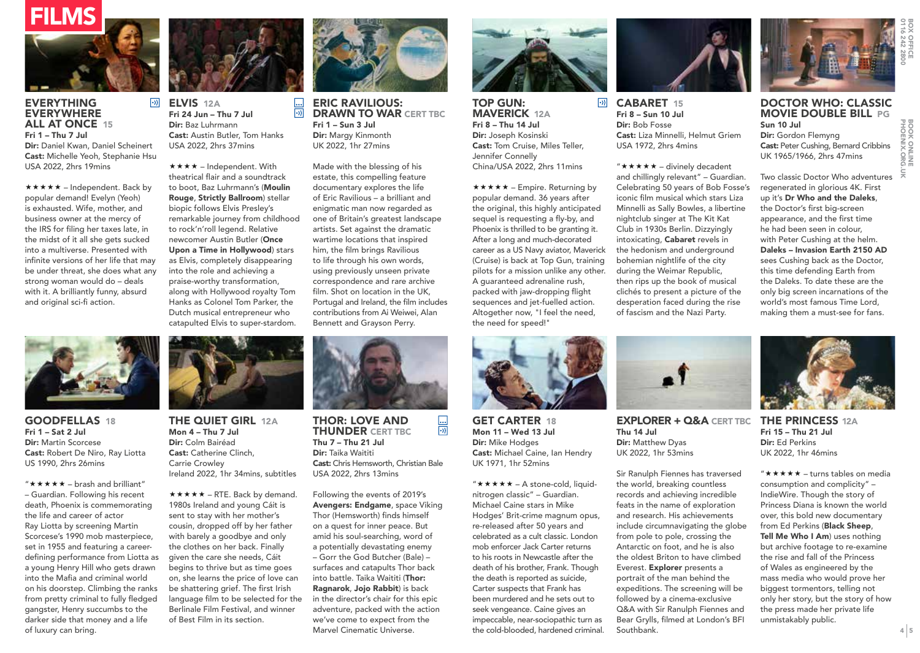# FILMS

## EVERYTHING EVERYWHERE ALL AT ONCE 15

**Fri 1 – Thu 7 Jul**
**Dir:** Daniel Kwan, Daniel Scheinert
**Cast:** Michelle Yeoh, Stephanie Hsu
USA 2022, 2hrs 19mins

★★★★★ – Independent. Back by popular demand! Evelyn (Yeoh) is exhausted. Wife, mother, and business owner at the mercy of the IRS for filing her taxes late, in the midst of it all she gets sucked into a multiverse. Presented with infinite versions of her life that may be under threat, she does what any strong woman would do – deals with it. A brilliantly funny, absurd and original sci-fi action.

## ELVIS 12A

**Fri 24 Jun – Thu 7 Jul**
**Dir:** Baz Luhrmann
**Cast:** Austin Butler, Tom Hanks
USA 2022, 2hrs 37mins

★★★★ – Independent. With theatrical flair and a soundtrack to boot, Baz Luhrmann's (**Moulin Rouge**, **Strictly Ballroom**) stellar biopic follows Elvis Presley's remarkable journey from childhood to rock'n'roll legend. Relative newcomer Austin Butler (**Once Upon a Time in Hollywood**) stars as Elvis, completely disappearing into the role and achieving a praise-worthy transformation, along with Hollywood royalty Tom Hanks as Colonel Tom Parker, the Dutch musical entrepreneur who catapulted Elvis to super-stardom.

## ERIC RAVILIOUS: DRAWN TO WAR CERT TBC

**Fri 1 – Sun 3 Jul**
**Dir:** Margy Kinmonth
UK 2022, 1hr 27mins

Made with the blessing of his estate, this compelling feature documentary explores the life of Eric Ravilious – a brilliant and enigmatic man now regarded as one of Britain's greatest landscape artists. Set against the dramatic wartime locations that inspired him, the film brings Ravilious to life through his own words, using previously unseen private correspondence and rare archive film. Shot on location in the UK, Portugal and Ireland, the film includes contributions from Ai Weiwei, Alan Bennett and Grayson Perry.

## TOP GUN: MAVERICK 12A

**Fri 8 – Thu 14 Jul**
**Dir:** Joseph Kosinski
**Cast:** Tom Cruise, Miles Teller, Jennifer Connelly
China/USA 2022, 2hrs 11mins

★★★★★ – Empire. Returning by popular demand. 36 years after the original, this highly anticipated sequel is requesting a fly-by, and Phoenix is thrilled to be granting it. After a long and much-decorated career as a US Navy aviator, Maverick (Cruise) is back at Top Gun, training pilots for a mission unlike any other. A guaranteed adrenaline rush, packed with jaw-dropping flight sequences and jet-fuelled action. Altogether now, "I feel the need, the need for speed!"

## CABARET 15

**Fri 8 – Sun 10 Jul**
**Dir:** Bob Fosse
**Cast:** Liza Minnelli, Helmut Griem
USA 1972, 2hrs 4mins

"★★★★★ – divinely decadent and chillingly relevant" – Guardian. Celebrating 50 years of Bob Fosse's iconic film musical which stars Liza Minnelli as Sally Bowles, a libertine nightclub singer at The Kit Kat Club in 1930s Berlin. Dizzyingly intoxicating, **Cabaret** revels in the hedonism and underground bohemian nightlife of the city during the Weimar Republic, then rips up the book of musical clichés to present a picture of the desperation faced during the rise of fascism and the Nazi Party.

## DOCTOR WHO: CLASSIC MOVIE DOUBLE BILL PG

**Sun 10 Jul**
**Dir:** Gordon Flemyng
**Cast:** Peter Cushing, Bernard Cribbins
UK 1965/1966, 2hrs 47mins

Two classic Doctor Who adventures regenerated in glorious 4K. First up it's **Dr Who and the Daleks**, the Doctor's first big-screen appearance, and the first time he had been seen in colour, with Peter Cushing at the helm. **Daleks – Invasion Earth 2150 AD** sees Cushing back as the Doctor, this time defending Earth from the Daleks. To date these are the only big screen incarnations of the world's most famous Time Lord, making them a must-see for fans.

## GOODFELLAS 18

**Fri 1 – Sat 2 Jul**
**Dir:** Martin Scorcese
**Cast:** Robert De Niro, Ray Liotta
US 1990, 2hrs 26mins

"★★★★★ – brash and brilliant" – Guardian. Following his recent death, Phoenix is commemorating the life and career of actor Ray Liotta by screening Martin Scorcese's 1990 mob masterpiece, set in 1955 and featuring a career-defining performance from Liotta as a young Henry Hill who gets drawn into the Mafia and criminal world on his doorstep. Climbing the ranks from pretty criminal to fully fledged gangster, Henry succumbs to the darker side that money and a life of luxury can bring.

## THE QUIET GIRL 12A

**Mon 4 – Thu 7 Jul**
**Dir:** Colm Bairéad
**Cast:** Catherine Clinch, Carrie Crowley
Ireland 2022, 1hr 34mins, subtitles

★★★★★ – RTE. Back by demand. 1980s Ireland and young Cáit is sent to stay with her mother's cousin, dropped off by her father with barely a goodbye and only the clothes on her back. Finally given the care she needs, Cáit begins to thrive but as time goes on, she learns the price of love can be shattering grief. The first Irish language film to be selected for the Berlinale Film Festival, and winner of Best Film in its section.

## THOR: LOVE AND THUNDER CERT TBC

**Thu 7 – Thu 21 Jul**
**Dir:** Taika Waititi
**Cast:** Chris Hemsworth, Christian Bale
USA 2022, 2hrs 13mins

Following the events of 2019's **Avengers: Endgame**, space Viking Thor (Hemsworth) finds himself on a quest for inner peace. But amid his soul-searching, word of a potentially devastating enemy – Gorr the God Butcher (Bale) – surfaces and catapults Thor back into battle. Taika Waititi (**Thor: Ragnarok**, **Jojo Rabbit**) is back in the director's chair for this epic adventure, packed with the action we've come to expect from the Marvel Cinematic Universe.

## GET CARTER 18

**Mon 11 – Wed 13 Jul**
**Dir:** Mike Hodges
**Cast:** Michael Caine, Ian Hendry
UK 1971, 1hr 52mins

"★★★★★ – A stone-cold, liquid-nitrogen classic" – Guardian. Michael Caine stars in Mike Hodges' Brit-crime magnum opus, re-released after 50 years and celebrated as a cult classic. London mob enforcer Jack Carter returns to his roots in Newcastle after the death of his brother, Frank. Though the death is reported as suicide, Carter suspects that Frank has been murdered and he sets out to seek vengeance. Caine gives an impeccable, near-sociopathic turn as the cold-blooded, hardened criminal.

## EXPLORER + Q&A CERT TBC

**Thu 14 Jul**
**Dir:** Matthew Dyas
UK 2022, 1hr 53mins

Sir Ranulph Fiennes has traversed the world, breaking countless records and achieving incredible feats in the name of exploration and research. His achievements include circumnavigating the globe from pole to pole, crossing the Antarctic on foot, and he is also the oldest Briton to have climbed Everest. **Explorer** presents a portrait of the man behind the expeditions. The screening will be followed by a cinema-exclusive Q&A with Sir Ranulph Fiennes and Bear Grylls, filmed at London's BFI Southbank.

## THE PRINCESS 12A

**Fri 15 – Thu 21 Jul**
**Dir:** Ed Perkins
UK 2022, 1hr 46mins

"★★★★★ – turns tables on media consumption and complicity" – IndieWire. Though the story of Princess Diana is known the world over, this bold new documentary from Ed Perkins (**Black Sheep**, **Tell Me Who I Am**) uses nothing but archive footage to re-examine the rise and fall of the Princess of Wales as engineered by the mass media who would prove her biggest tormentors, telling not only her story, but the story of how the press made her private life unmistakably public.

BOX OFFICE 0116 242 2800
BOOK ONLINE PHOENIX.ORG.UK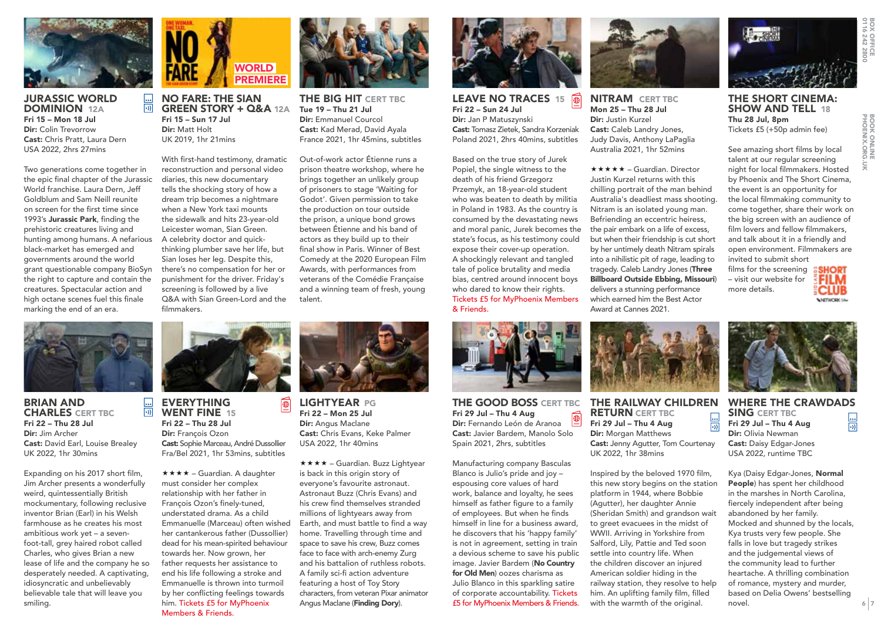## JURASSIC WORLD DOMINION 12A

**Fri 15 – Mon 18 Jul**
**Dir:** Colin Trevorrow
**Cast:** Chris Pratt, Laura Dern
USA 2022, 2hrs 27mins

Two generations come together in the epic final chapter of the Jurassic World franchise. Laura Dern, Jeff Goldblum and Sam Neill reunite on screen for the first time since 1993's **Jurassic Park**, finding the prehistoric creatures living and hunting among humans. A nefarious black-market has emerged and governments around the world grant questionable company BioSyn the right to capture and contain the creatures. Spectacular action and high octane scenes fuel this finale marking the end of an era.

## NO FARE: THE SIAN GREEN STORY + Q&A 12A

WORLD PREMIERE

**Fri 15 – Sun 17 Jul**
**Dir:** Matt Holt
UK 2019, 1hr 21mins

With first-hand testimony, dramatic reconstruction and personal video diaries, this new documentary tells the shocking story of how a dream trip becomes a nightmare when a New York taxi mounts the sidewalk and hits 23-year-old Leicester woman, Sian Green. A celebrity doctor and quick-thinking plumber save her life, but Sian loses her leg. Despite this, there's no compensation for her or punishment for the driver. Friday's screening is followed by a live Q&A with Sian Green-Lord and the filmmakers.

## THE BIG HIT CERT TBC

**Tue 19 – Thu 21 Jul**
**Dir:** Emmanuel Courcol
**Cast:** Kad Merad, David Ayala
France 2021, 1hr 45mins, subtitles

Out-of-work actor Étienne runs a prison theatre workshop, where he brings together an unlikely group of prisoners to stage 'Waiting for Godot'. Given permission to take the production on tour outside the prison, a unique bond grows between Étienne and his band of actors as they build up to their final show in Paris. Winner of Best Comedy at the 2020 European Film Awards, with performances from veterans of the Comédie Française and a winning team of fresh, young talent.

## LEAVE NO TRACES 15

**Fri 22 – Sun 24 Jul**
**Dir:** Jan P Matuszynski
**Cast:** Tomasz Zietek, Sandra Korzeniak
Poland 2021, 2hrs 40mins, subtitles

Based on the true story of Jurek Popiel, the single witness to the death of his friend Grzegorz Przemyk, an 18-year-old student who was beaten to death by militia in Poland in 1983. As the country is consumed by the devastating news and moral panic, Jurek becomes the state's focus, as his testimony could expose their cover-up operation. A shockingly relevant and tangled tale of police brutality and media bias, centred around innocent boys who dared to know their rights. Tickets £5 for MyPhoenix Members & Friends.

## NITRAM CERT TBC

**Mon 25 – Thu 28 Jul**
**Dir:** Justin Kurzel
**Cast:** Caleb Landry Jones, Judy Davis, Anthony LaPaglia
Australia 2021, 1hr 52mins

★★★★★ – Guardian. Director Justin Kurzel returns with this chilling portrait of the man behind Australia's deadliest mass shooting. Nitram is an isolated young man. Befriending an eccentric heiress, the pair embark on a life of excess, but when their friendship is cut short by her untimely death Nitram spirals into a nihilistic pit of rage, leading to tragedy. Caleb Landry Jones (**Three Billboard Outside Ebbing, Missouri**) delivers a stunning performance which earned him the Best Actor Award at Cannes 2021.

## THE SHORT CINEMA: SHOW AND TELL 18

**Thu 28 Jul, 8pm**
Tickets £5 (+50p admin fee)

See amazing short films by local talent at our regular screening night for local filmmakers. Hosted by Phoenix and The Short Cinema, the event is an opportunity for the local filmmaking community to come together, share their work on the big screen with an audience of film lovers and fellow filmmakers, and talk about it in a friendly and open environment. Filmmakers are invited to submit short films for the screening – visit our website for more details.

## BRIAN AND CHARLES CERT TBC

**Fri 22 – Thu 28 Jul**
**Dir:** Jim Archer
**Cast:** David Earl, Louise Brealey
UK 2022, 1hr 30mins

Expanding on his 2017 short film, Jim Archer presents a wonderfully weird, quintessentially British mockumentary, following reclusive inventor Brian (Earl) in his Welsh farmhouse as he creates his most ambitious work yet – a seven-foot-tall, grey haired robot called Charles, who gives Brian a new lease of life and the company he so desperately needed. A captivating, idiosyncratic and unbelievably believable tale that will leave you smiling.

## EVERYTHING WENT FINE 15

**Fri 22 – Thu 28 Jul**
**Dir:** François Ozon
**Cast:** Sophie Marceau, André Dussollier
Fra/Bel 2021, 1hr 53mins, subtitles

★★★★ – Guardian. A daughter must consider her complex relationship with her father in François Ozon's finely-tuned, understated drama. As a child Emmanuelle (Marceau) often wished her cantankerous father (Dussollier) dead for his mean-spirited behaviour towards her. Now grown, her father requests her assistance to end his life following a stroke and Emmanuelle is thrown into turmoil by her conflicting feelings towards him. Tickets £5 for MyPhoenix Members & Friends.

## LIGHTYEAR PG

**Fri 22 – Mon 25 Jul**
**Dir:** Angus Maclane
**Cast:** Chris Evans, Keke Palmer
USA 2022, 1hr 40mins

★★★★ – Guardian. Buzz Lightyear is back in this origin story of everyone's favourite astronaut. Astronaut Buzz (Chris Evans) and his crew find themselves stranded millions of lightyears away from Earth, and must battle to find a way home. Travelling through time and space to save his crew, Buzz comes face to face with arch-enemy Zurg and his battalion of ruthless robots. A family sci-fi action adventure featuring a host of Toy Story characters, from veteran Pixar animator Angus Maclane (**Finding Dory**).

## THE GOOD BOSS CERT TBC

**Fri 29 Jul – Thu 4 Aug**
**Dir:** Fernando León de Aranoa
**Cast:** Javier Bardem, Manolo Solo
Spain 2021, 2hrs, subtitles

Manufacturing company Basculas Blanco is Julio's pride and joy – espousing core values of hard work, balance and loyalty, he sees himself as father figure to a family of employees. But when he finds himself in line for a business award, he discovers that his 'happy family' is not in agreement, setting in train a devious scheme to save his public image. Javier Bardem (**No Country for Old Men**) oozes charisma as Julio Blanco in this sparkling satire of corporate accountability. Tickets £5 for MyPhoenix Members & Friends.

## THE RAILWAY CHILDREN RETURN CERT TBC

**Fri 29 Jul – Thu 4 Aug**
**Dir:** Morgan Matthews
**Cast:** Jenny Agutter, Tom Courtenay
UK 2022, 1hr 38mins

Inspired by the beloved 1970 film, this new story begins on the station platform in 1944, where Bobbie (Agutter), her daughter Annie (Sheridan Smith) and grandson wait to greet evacuees in the midst of WWII. Arriving in Yorkshire from Salford, Lily, Pattie and Ted soon settle into country life. When the children discover an injured American soldier hiding in the railway station, they resolve to help him. An uplifting family film, filled with the warmth of the original.

## WHERE THE CRAWDADS SING CERT TBC

**Fri 29 Jul – Thu 4 Aug**
**Dir:** Olivia Newman
**Cast:** Daisy Edgar-Jones
USA 2022, runtime TBC

Kya (Daisy Edgar-Jones, **Normal People**) has spent her childhood in the marshes in North Carolina, fiercely independent after being abandoned by her family. Mocked and shunned by the locals, Kya trusts very few people. She falls in love but tragedy strikes and the judgemental views of the community lead to further heartache. A thrilling combination of romance, mystery and murder, based on Delia Owens' bestselling novel.

BOX OFFICE 0116 242 2800

BOOK ONLINE PHOENIX.ORG.UK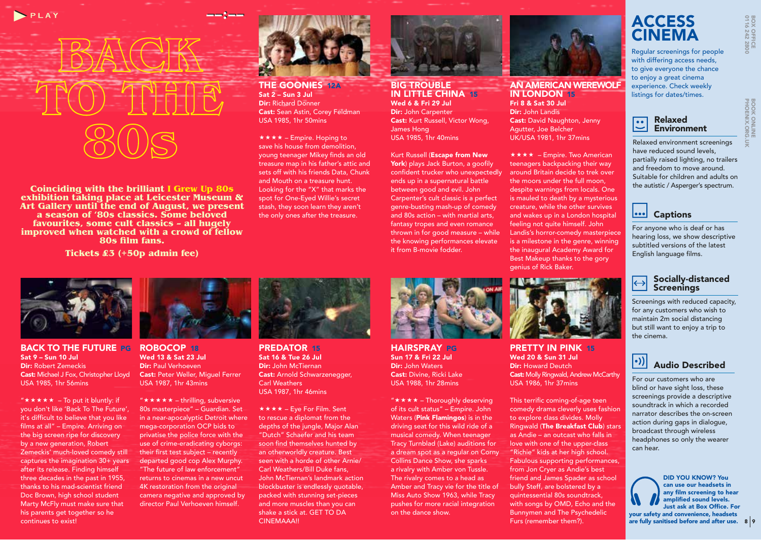PLAY

# BACK TO THE 80s

**Coinciding with the brilliant I Grew Up 80s exhibition taking place at Leicester Museum & Art Gallery until the end of August, we present a season of '80s classics. Some beloved favourites, some cult classics – all hugely improved when watched with a crowd of fellow 80s film fans.**

**Tickets £3 (+50p admin fee)**

## THE GOONIES 12A

**Sat 2 – Sun 3 Jul**
**Dir:** Richard Donner
**Cast:** Sean Astin, Corey Feldman
USA 1985, 1hr 50mins

★★★★ – Empire. Hoping to save his house from demolition, young teenager Mikey finds an old treasure map in his father's attic and sets off with his friends Data, Chunk and Mouth on a treasure hunt. Looking for the "X" that marks the spot for One-Eyed Willie's secret stash, they soon learn they aren't the only ones after the treasure.

## BIG TROUBLE IN LITTLE CHINA 15

**Wed 6 & Fri 29 Jul**
**Dir:** John Carpenter
**Cast:** Kurt Russell, Victor Wong, James Hong
USA 1985, 1hr 40mins

Kurt Russell (**Escape from New York**) plays Jack Burton, a goofily confident trucker who unexpectedly ends up in a supernatural battle between good and evil. John Carpenter's cult classic is a perfect genre-busting mash-up of comedy and 80s action – with martial arts, fantasy tropes and even romance thrown in for good measure – while the knowing performances elevate it from B-movie fodder.

## AN AMERICAN WEREWOLF IN LONDON 15

**Fri 8 & Sat 30 Jul**
**Dir:** John Landis
**Cast:** David Naughton, Jenny Agutter, Joe Belcher
UK/USA 1981, 1hr 37mins

★★★★ – Empire. Two American teenagers backpacking their way around Britain decide to trek over the moors under the full moon, despite warnings from locals. One is mauled to death by a mysterious creature, while the other survives and wakes up in a London hospital feeling not quite himself. John Landis's horror-comedy masterpiece is a milestone in the genre, winning the inaugural Academy Award for Best Makeup thanks to the gory genius of Rick Baker.

## BACK TO THE FUTURE PG

**Sat 9 – Sun 10 Jul**
**Dir:** Robert Zemeckis
**Cast:** Michael J Fox, Christopher Lloyd
USA 1985, 1hr 56mins

"★★★★★ – To put it bluntly: if you don't like 'Back To The Future', it's difficult to believe that you like films at all" – Empire. Arriving on the big screen ripe for discovery by a new generation, Robert Zemeckis' much-loved comedy still captures the imagination 30+ years after its release. Finding himself three decades in the past in 1955, thanks to his mad-scientist friend Doc Brown, high school student Marty McFly must make sure that his parents get together so he continues to exist!

## ROBOCOP 18

**Wed 13 & Sat 23 Jul**
**Dir:** Paul Verhoeven
**Cast:** Peter Weller, Miguel Ferrer
USA 1987, 1hr 43mins

"★★★★★ – thrilling, subversive 80s masterpiece" – Guardian. Set in a near-apocalyptic Detroit where mega-corporation OCP bids to privatise the police force with the use of crime-eradicating cyborgs. Their first test subject – recently departed good cop Alex Murphy. "The future of law enforcement" returns to cinemas in a new uncut 4K restoration from the original camera negative and approved by director Paul Verhoeven himself.

## PREDATOR 15

**Sat 16 & Tue 26 Jul**
**Dir:** John McTiernan
**Cast:** Arnold Schwarzenegger, Carl Weathers
USA 1987, 1hr 46mins

★★★★ – Eye For Film. Sent to rescue a diplomat from the depths of the jungle, Major Alan "Dutch" Schaefer and his team soon find themselves hunted by an otherworldly creature. Best seen with a horde of other Arnie/Carl Weathers/Bill Duke fans, John McTiernan's landmark action blockbuster is endlessly quotable, packed with stunning set-pieces and more muscles than you can shake a stick at. GET TO DA CINEMAAA!!

## HAIRSPRAY PG

**Sun 17 & Fri 22 Jul**
**Dir:** John Waters
**Cast:** Divine, Ricki Lake
USA 1988, 1hr 28mins

"★★★★ – Thoroughly deserving of its cult status" – Empire. John Waters (**Pink Flamingos**) is in the driving seat for this wild ride of a musical comedy. When teenager Tracy Turnblad (Lake) auditions for a dream spot as a regular on Corny Collins Dance Show, she sparks a rivalry with Amber von Tussle. The rivalry comes to a head as Amber and Tracy vie for the title of Miss Auto Show 1963, while Tracy pushes for more racial integration on the dance show.

## PRETTY IN PINK 15

**Wed 20 & Sun 31 Jul**
**Dir:** Howard Deutch
**Cast:** Molly Ringwald, Andrew McCarthy
USA 1986, 1hr 37mins

This terrific coming-of-age teen comedy drama cleverly uses fashion to explore class divides. Molly Ringwald (**The Breakfast Club**) stars as Andie – an outcast who falls in love with one of the upper-class "Richie" kids at her high school. Fabulous supporting performances, from Jon Cryer as Andie's best friend and James Spader as school bully Steff, are bolstered by a quintessential 80s soundtrack, with songs by OMD, Echo and the Bunnymen and The Psychedelic Furs (remember them?).

# ACCESS CINEMA

Regular screenings for people with differing access needs, to give everyone the chance to enjoy a great cinema experience. Check weekly listings for dates/times.

### Relaxed Environment

Relaxed environment screenings have reduced sound levels, partially raised lighting, no trailers and freedom to move around. Suitable for children and adults on the autistic / Asperger's spectrum.

### Captions

For anyone who is deaf or has hearing loss, we show descriptive subtitled versions of the latest English language films.

### Socially-distanced Screenings

Screenings with reduced capacity, for any customers who wish to maintain 2m social distancing but still want to enjoy a trip to the cinema.

### Audio Described

For our customers who are blind or have sight loss, these screenings provide a descriptive soundtrack in which a recorded narrator describes the on-screen action during gaps in dialogue, broadcast through wireless headphones so only the wearer can hear.

**DID YOU KNOW? You can use our headsets in any film screening to hear amplified sound levels. Just ask at Box Office. For your safety and convenience, headsets are fully sanitised before and after use.**

BOX OFFICE 0116 242 2800

BOOK ONLINE PHOENIX.ORG.UK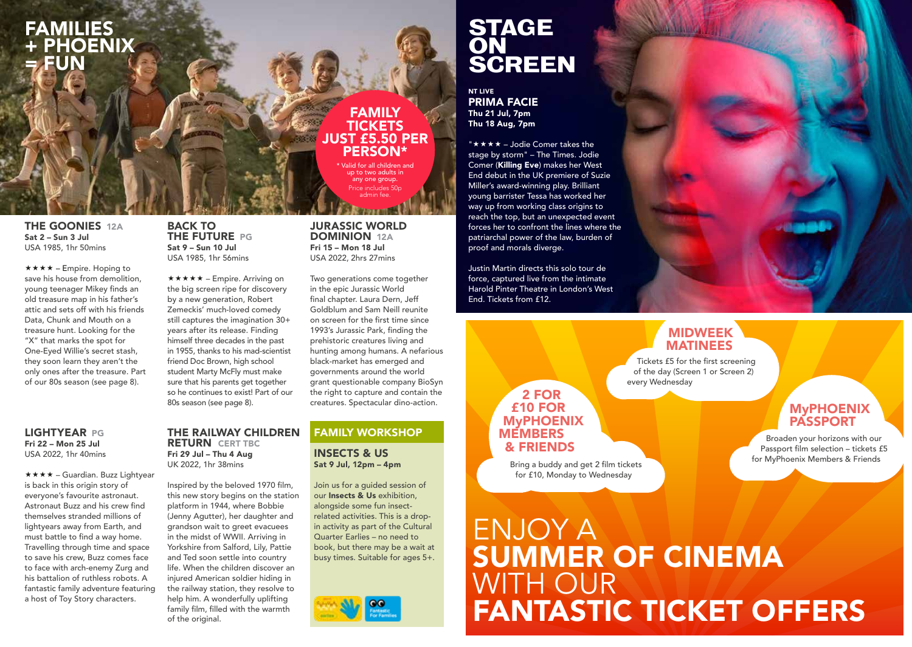# FAMILIES + PHOENIX = FUN

## FAMILY TICKETS JUST £5.50 PER PERSON*

\* Valid for all children and up to two adults in any one group. Price includes 50p admin fee.

### THE GOONIES 12A
**Sat 2 – Sun 3 Jul**
USA 1985, 1hr 50mins

★★★★ – Empire. Hoping to save his house from demolition, young teenager Mikey finds an old treasure map in his father's attic and sets off with his friends Data, Chunk and Mouth on a treasure hunt. Looking for the "X" that marks the spot for One-Eyed Willie's secret stash, they soon learn they aren't the only ones after the treasure. Part of our 80s season (see page 8).

### BACK TO THE FUTURE PG
**Sat 9 – Sun 10 Jul**
USA 1985, 1hr 56mins

★★★★★ – Empire. Arriving on the big screen ripe for discovery by a new generation, Robert Zemeckis' much-loved comedy still captures the imagination 30+ years after its release. Finding himself three decades in the past in 1955, thanks to his mad-scientist friend Doc Brown, high school student Marty McFly must make sure that his parents get together so he continues to exist! Part of our 80s season (see page 8).

### JURASSIC WORLD DOMINION 12A
**Fri 15 – Mon 18 Jul**
USA 2022, 2hrs 27mins

Two generations come together in the epic Jurassic World final chapter. Laura Dern, Jeff Goldblum and Sam Neill reunite on screen for the first time since 1993's Jurassic Park, finding the prehistoric creatures living and hunting among humans. A nefarious black-market has emerged and governments around the world grant questionable company BioSyn the right to capture and contain the creatures. Spectacular dino-action.

### LIGHTYEAR PG
**Fri 22 – Mon 25 Jul**
USA 2022, 1hr 40mins

★★★★ – Guardian. Buzz Lightyear is back in this origin story of everyone's favourite astronaut. Astronaut Buzz and his crew find themselves stranded millions of lightyears away from Earth, and must battle to find a way home. Travelling through time and space to save his crew, Buzz comes face to face with arch-enemy Zurg and his battalion of ruthless robots. A fantastic family adventure featuring a host of Toy Story characters.

### THE RAILWAY CHILDREN RETURN CERT TBC
**Fri 29 Jul – Thu 4 Aug**
UK 2022, 1hr 38mins

Inspired by the beloved 1970 film, this new story begins on the station platform in 1944, where Bobbie (Jenny Agutter), her daughter and grandson wait to greet evacuees in the midst of WWII. Arriving in Yorkshire from Salford, Lily, Pattie and Ted soon settle into country life. When the children discover an injured American soldier hiding in the railway station, they resolve to help him. A wonderfully uplifting family film, filled with the warmth of the original.

### FAMILY WORKSHOP

#### INSECTS & US
**Sat 9 Jul, 12pm – 4pm**

Join us for a guided session of our **Insects & Us** exhibition, alongside some fun insect-related activities. This is a drop-in activity as part of the Cultural Quarter Earlies – no need to book, but there may be a wait at busy times. Suitable for ages 5+.

# STAGE ON SCREEN

NT LIVE
### PRIMA FACIE
**Thu 21 Jul, 7pm**
**Thu 18 Aug, 7pm**

"★★★★ – Jodie Comer takes the stage by storm" – The Times. Jodie Comer (**Killing Eve**) makes her West End debut in the UK premiere of Suzie Miller's award-winning play. Brilliant young barrister Tessa has worked her way up from working class origins to reach the top, but an unexpected event forces her to confront the lines where the patriarchal power of the law, burden of proof and morals diverge.

Justin Martin directs this solo tour de force, captured live from the intimate Harold Pinter Theatre in London's West End. Tickets from £12.

### MIDWEEK MATINEES
Tickets £5 for the first screening of the day (Screen 1 or Screen 2) every Wednesday

### 2 FOR £10 FOR MyPHOENIX MEMBERS & FRIENDS
Bring a buddy and get 2 film tickets for £10, Monday to Wednesday

### MyPHOENIX PASSPORT
Broaden your horizons with our Passport film selection – tickets £5 for MyPhoenix Members & Friends

## ENJOY A SUMMER OF CINEMA WITH OUR FANTASTIC TICKET OFFERS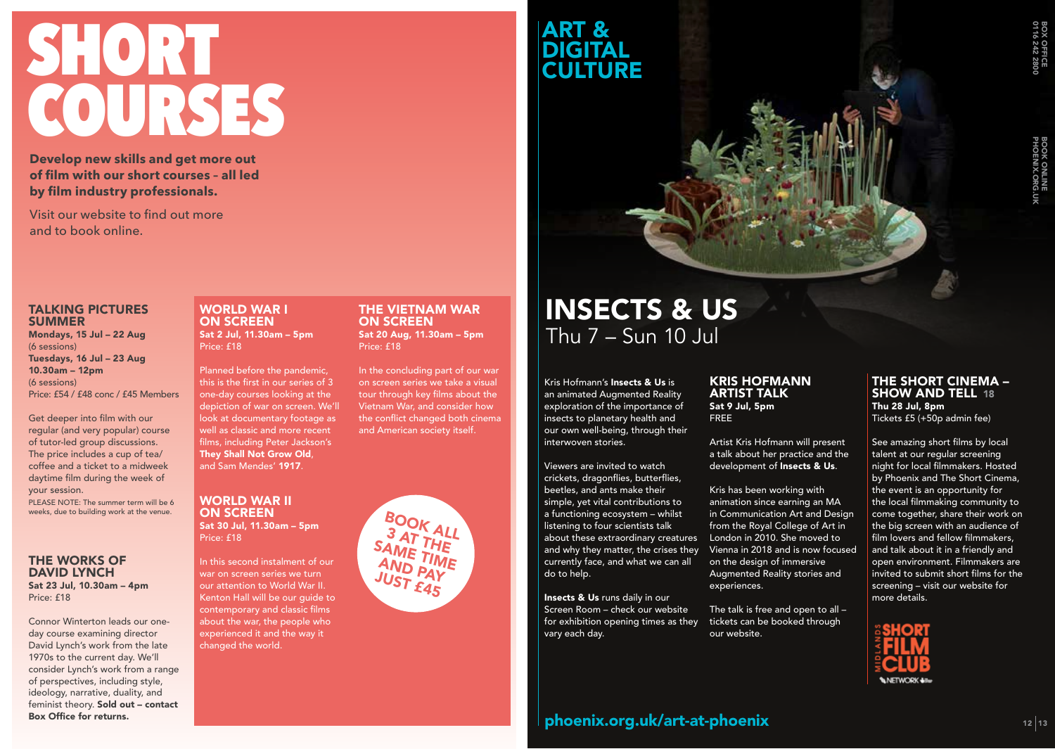# SHORT COURSES

**Develop new skills and get more out of film with our short courses – all led by film industry professionals.**

Visit our website to find out more and to book online.

### TALKING PICTURES SUMMER

**Mondays, 15 Jul – 22 Aug**
(6 sessions)
**Tuesdays, 16 Jul – 23 Aug**
**10.30am – 12pm**
(6 sessions)
Price: £54 / £48 conc / £45 Members

Get deeper into film with our regular (and very popular) course of tutor-led group discussions. The price includes a cup of tea/coffee and a ticket to a midweek daytime film during the week of your session.

PLEASE NOTE: The summer term will be 6 weeks, due to building work at the venue.

### THE WORKS OF DAVID LYNCH

**Sat 23 Jul, 10.30am – 4pm**
Price: £18

Connor Winterton leads our one-day course examining director David Lynch's work from the late 1970s to the current day. We'll consider Lynch's work from a range of perspectives, including style, ideology, narrative, duality, and feminist theory. **Sold out – contact Box Office for returns.**

### WORLD WAR I ON SCREEN

**Sat 2 Jul, 11.30am – 5pm**
Price: £18

Planned before the pandemic, this is the first in our series of 3 one-day courses looking at the depiction of war on screen. We'll look at documentary footage as well as classic and more recent films, including Peter Jackson's **They Shall Not Grow Old**, and Sam Mendes' **1917**.

### WORLD WAR II ON SCREEN

**Sat 30 Jul, 11.30am – 5pm**
Price: £18

In this second instalment of our war on screen series we turn our attention to World War II. Kenton Hall will be our guide to contemporary and classic films about the war, the people who experienced it and the way it changed the world.

### THE VIETNAM WAR ON SCREEN

**Sat 20 Aug, 11.30am – 5pm**
Price: £18

In the concluding part of our war on screen series we take a visual tour through key films about the Vietnam War, and consider how the conflict changed both cinema and American society itself.

BOOK ALL 3 AT THE SAME TIME AND PAY JUST £45

# ART & DIGITAL CULTURE

## INSECTS & US

Thu 7 – Sun 10 Jul

Kris Hofmann's **Insects & Us** is an animated Augmented Reality exploration of the importance of insects to planetary health and our own well-being, through their interwoven stories.

Viewers are invited to watch crickets, dragonflies, butterflies, beetles, and ants make their simple, yet vital contributions to a functioning ecosystem – whilst listening to four scientists talk about these extraordinary creatures and why they matter, the crises they currently face, and what we can all do to help.

**Insects & Us** runs daily in our Screen Room – check our website for exhibition opening times as they vary each day.

### KRIS HOFMANN ARTIST TALK

**Sat 9 Jul, 5pm**
FREE

Artist Kris Hofmann will present a talk about her practice and the development of **Insects & Us**.

Kris has been working with animation since earning an MA in Communication Art and Design from the Royal College of Art in London in 2010. She moved to Vienna in 2018 and is now focused on the design of immersive Augmented Reality stories and experiences.

The talk is free and open to all – tickets can be booked through our website.

### THE SHORT CINEMA – SHOW AND TELL 18

**Thu 28 Jul, 8pm**
Tickets £5 (+50p admin fee)

See amazing short films by local talent at our regular screening night for local filmmakers. Hosted by Phoenix and The Short Cinema, the event is an opportunity for the local filmmaking community to come together, share their work on the big screen with an audience of film lovers and fellow filmmakers, and talk about it in a friendly and open environment. Filmmakers are invited to submit short films for the screening – visit our website for more details.

MIDLANDS SHORT FILM CLUB
NETWORK

phoenix.org.uk/art-at-phoenix

BOX OFFICE 0116 242 2800

BOOK ONLINE PHOENIX.ORG.UK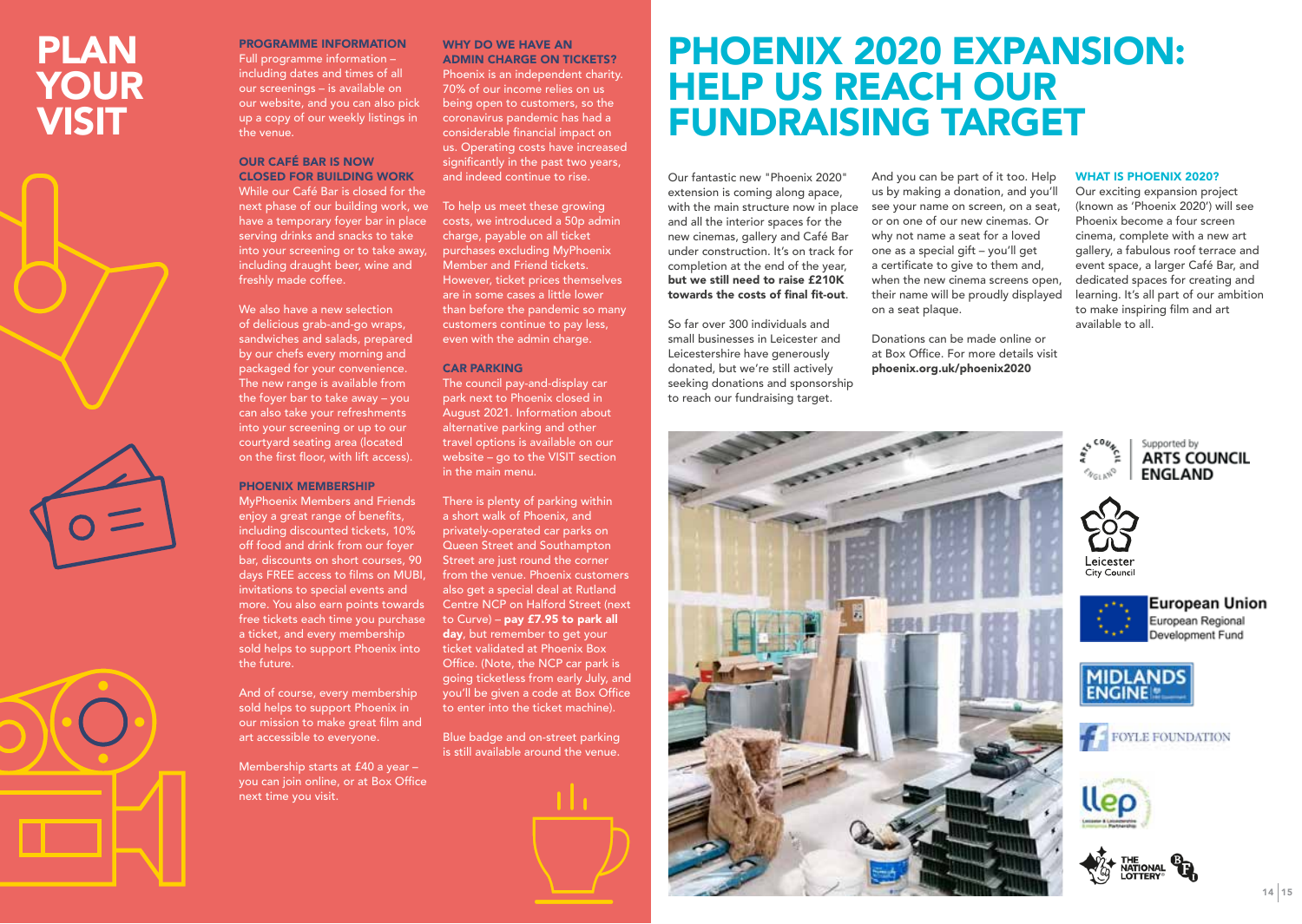# PLAN YOUR VISIT

### PROGRAMME INFORMATION

Full programme information – including dates and times of all our screenings – is available on our website, and you can also pick up a copy of our weekly listings in the venue.

### OUR CAFÉ BAR IS NOW CLOSED FOR BUILDING WORK

While our Café Bar is closed for the next phase of our building work, we have a temporary foyer bar in place serving drinks and snacks to take into your screening or to take away, including draught beer, wine and freshly made coffee.

We also have a new selection of delicious grab-and-go wraps, sandwiches and salads, prepared by our chefs every morning and packaged for your convenience. The new range is available from the foyer bar to take away – you can also take your refreshments into your screening or up to our courtyard seating area (located on the first floor, with lift access).

### PHOENIX MEMBERSHIP

MyPhoenix Members and Friends enjoy a great range of benefits, including discounted tickets, 10% off food and drink from our foyer bar, discounts on short courses, 90 days FREE access to films on MUBI, invitations to special events and more. You also earn points towards free tickets each time you purchase a ticket, and every membership sold helps to support Phoenix into the future.

And of course, every membership sold helps to support Phoenix in our mission to make great film and art accessible to everyone.

Membership starts at £40 a year – you can join online, or at Box Office next time you visit.

### WHY DO WE HAVE AN ADMIN CHARGE ON TICKETS?

Phoenix is an independent charity. 70% of our income relies on us being open to customers, so the coronavirus pandemic has had a considerable financial impact on us. Operating costs have increased significantly in the past two years, and indeed continue to rise.

To help us meet these growing costs, we introduced a 50p admin charge, payable on all ticket purchases excluding MyPhoenix Member and Friend tickets. However, ticket prices themselves are in some cases a little lower than before the pandemic so many customers continue to pay less, even with the admin charge.

### CAR PARKING

The council pay-and-display car park next to Phoenix closed in August 2021. Information about alternative parking and other travel options is available on our website – go to the VISIT section in the main menu.

There is plenty of parking within a short walk of Phoenix, and privately-operated car parks on Queen Street and Southampton Street are just round the corner from the venue. Phoenix customers also get a special deal at Rutland Centre NCP on Halford Street (next to Curve) – **pay £7.95 to park all day**, but remember to get your ticket validated at Phoenix Box Office. (Note, the NCP car park is going ticketless from early July, and you'll be given a code at Box Office to enter into the ticket machine).

Blue badge and on-street parking is still available around the venue.

# PHOENIX 2020 EXPANSION: HELP US REACH OUR FUNDRAISING TARGET

Our fantastic new "Phoenix 2020" extension is coming along apace, with the main structure now in place and all the interior spaces for the new cinemas, gallery and Café Bar under construction. It's on track for completion at the end of the year, **but we still need to raise £210K towards the costs of final fit-out**.

So far over 300 individuals and small businesses in Leicester and Leicestershire have generously donated, but we're still actively seeking donations and sponsorship to reach our fundraising target.

And you can be part of it too. Help us by making a donation, and you'll see your name on screen, on a seat, or on one of our new cinemas. Or why not name a seat for a loved one as a special gift – you'll get a certificate to give to them and, when the new cinema screens open, their name will be proudly displayed on a seat plaque.

Donations can be made online or at Box Office. For more details visit **phoenix.org.uk/phoenix2020**

### WHAT IS PHOENIX 2020?

Our exciting expansion project (known as 'Phoenix 2020') will see Phoenix become a four screen cinema, complete with a new art gallery, a fabulous roof terrace and event space, a larger Café Bar, and dedicated spaces for creating and learning. It's all part of our ambition to make inspiring film and art available to all.

Supported by ARTS COUNCIL ENGLAND

Leicester City Council

European Union European Regional Development Fund

MIDLANDS ENGINE

FOYLE FOUNDATION

llep

THE NATIONAL LOTTERY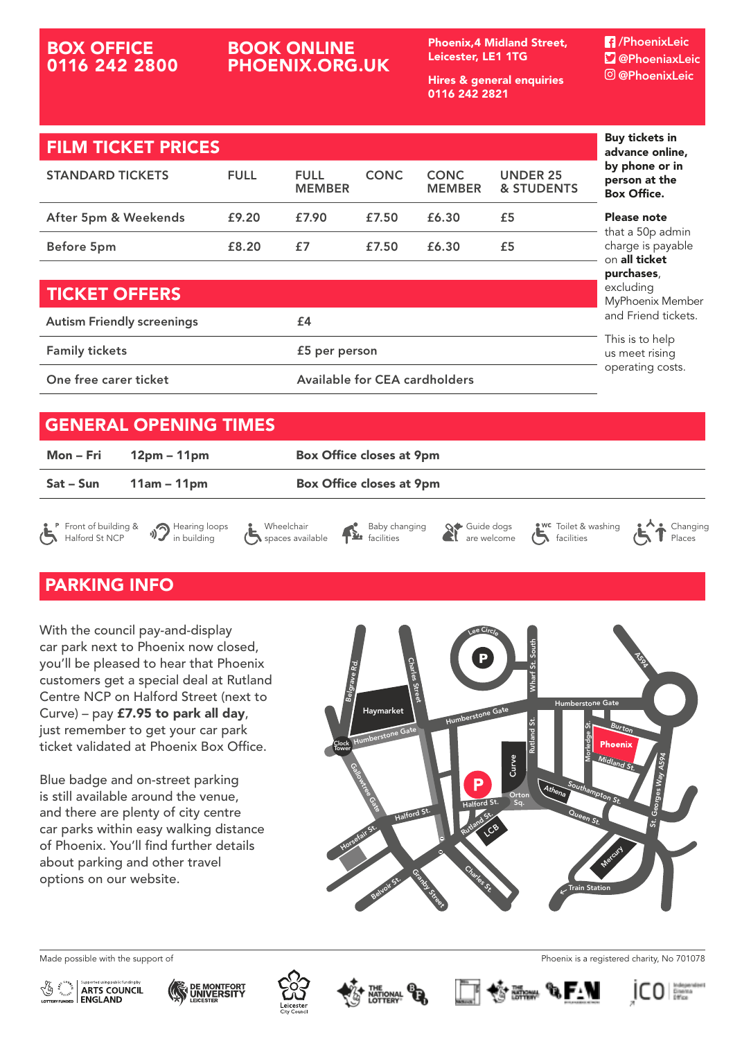**BOX OFFICE**
**0116 242 2800**

**BOOK ONLINE**
**PHOENIX.ORG.UK**

**Phoenix,4 Midland Street, Leicester, LE1 1TG**

**Hires & general enquiries 0116 242 2821**

/PhoenixLeic
@PhoeniaxLeic
@PhoenixLeic

## FILM TICKET PRICES

| STANDARD TICKETS | FULL | FULL MEMBER | CONC | CONC MEMBER | UNDER 25 & STUDENTS |
|---|---|---|---|---|---|
| After 5pm & Weekends | £9.20 | £7.90 | £7.50 | £6.30 | £5 |
| Before 5pm | £8.20 | £7 | £7.50 | £6.30 | £5 |

**Buy tickets in advance online, by phone or in person at the Box Office.**

**Please note** that a 50p admin charge is payable on **all ticket purchases**, excluding MyPhoenix Member and Friend tickets.

This is to help us meet rising operating costs.

## TICKET OFFERS

| | |
|---|---|
| Autism Friendly screenings | £4 |
| Family tickets | £5 per person |
| One free carer ticket | Available for CEA cardholders |

## GENERAL OPENING TIMES

| | | |
|---|---|---|
| **Mon – Fri** | **12pm – 11pm** | **Box Office closes at 9pm** |
| **Sat – Sun** | **11am – 11pm** | **Box Office closes at 9pm** |

Front of building & Halford St NCP · Hearing loops in building · Wheelchair spaces available · Baby changing facilities · Guide dogs are welcome · Toilet & washing facilities · Changing Places

## PARKING INFO

With the council pay-and-display car park next to Phoenix now closed, you'll be pleased to hear that Phoenix customers get a special deal at Rutland Centre NCP on Halford Street (next to Curve) – pay **£7.95 to park all day**, just remember to get your car park ticket validated at Phoenix Box Office.

Blue badge and on-street parking is still available around the venue, and there are plenty of city centre car parks within easy walking distance of Phoenix. You'll find further details about parking and other travel options on our website.

Lee Circle
P
Wharf St. South
A594
Belgrave Rd.
Charles Street
Haymarket
Humberstone Gate
Humberstone Gate
Humberstone Gate
Clock Tower
Rutland St.
Curve
Morledge St.
Burton
Phoenix
Midland St.
St. Georges Way A594
Gallowtree Gate
P
Orton Sq.
Athena
Southampton St.
Halford St.
Halford St.
Queen St.
Horsefair St.
Rutland St.
LCB
Mercury
Belvoir St.
Granby Street
Charles St.
Train Station

Made possible with the support of

Phoenix is a registered charity, No 701078